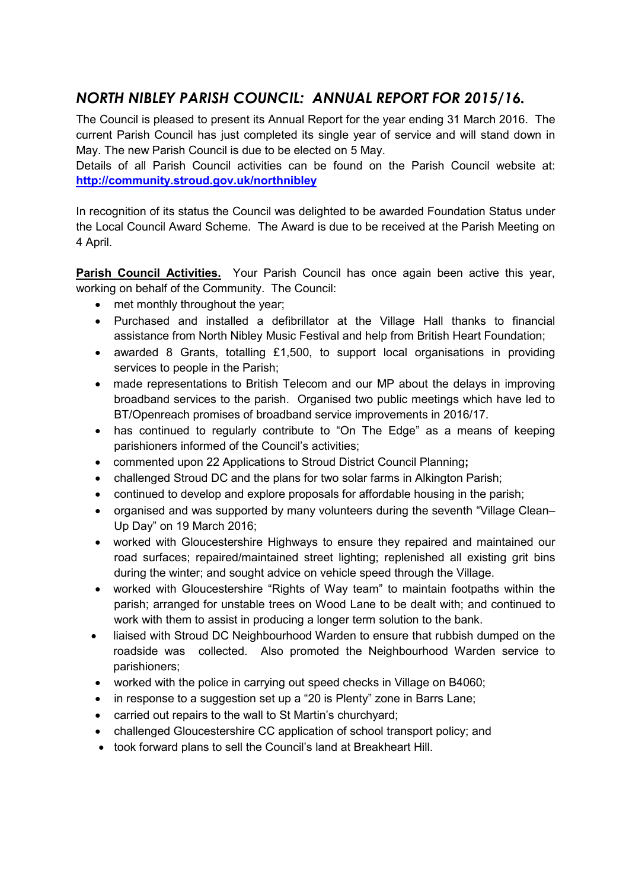# *NORTH NIBLEY PARISH COUNCIL: ANNUAL REPORT FOR 2015/16.*

The Council is pleased to present its Annual Report for the year ending 31 March 2016. The current Parish Council has just completed its single year of service and will stand down in May. The new Parish Council is due to be elected on 5 May.
Details of all Parish Council activities can be found on the Parish Council website at: **[http://community.stroud.gov.uk/northnibley](http://community.stroud.gov.uk/northnibley)**

In recognition of its status the Council was delighted to be awarded Foundation Status under the Local Council Award Scheme. The Award is due to be received at the Parish Meeting on 4 April.

**Parish Council Activities.** Your Parish Council has once again been active this year, working on behalf of the Community. The Council:

- met monthly throughout the year;
- Purchased and installed a defibrillator at the Village Hall thanks to financial assistance from North Nibley Music Festival and help from British Heart Foundation;
- awarded 8 Grants, totalling £1,500, to support local organisations in providing services to people in the Parish;
- made representations to British Telecom and our MP about the delays in improving broadband services to the parish. Organised two public meetings which have led to BT/Openreach promises of broadband service improvements in 2016/17.
- has continued to regularly contribute to "On The Edge" as a means of keeping parishioners informed of the Council's activities;
- commented upon 22 Applications to Stroud District Council Planning**;**
- challenged Stroud DC and the plans for two solar farms in Alkington Parish;
- continued to develop and explore proposals for affordable housing in the parish;
- organised and was supported by many volunteers during the seventh "Village Clean–Up Day" on 19 March 2016;
- worked with Gloucestershire Highways to ensure they repaired and maintained our road surfaces; repaired/maintained street lighting; replenished all existing grit bins during the winter; and sought advice on vehicle speed through the Village.
- worked with Gloucestershire "Rights of Way team" to maintain footpaths within the parish; arranged for unstable trees on Wood Lane to be dealt with; and continued to work with them to assist in producing a longer term solution to the bank.
- liaised with Stroud DC Neighbourhood Warden to ensure that rubbish dumped on the roadside was collected. Also promoted the Neighbourhood Warden service to parishioners;
- worked with the police in carrying out speed checks in Village on B4060;
- in response to a suggestion set up a "20 is Plenty" zone in Barrs Lane;
- carried out repairs to the wall to St Martin's churchyard;
- challenged Gloucestershire CC application of school transport policy; and
- took forward plans to sell the Council's land at Breakheart Hill.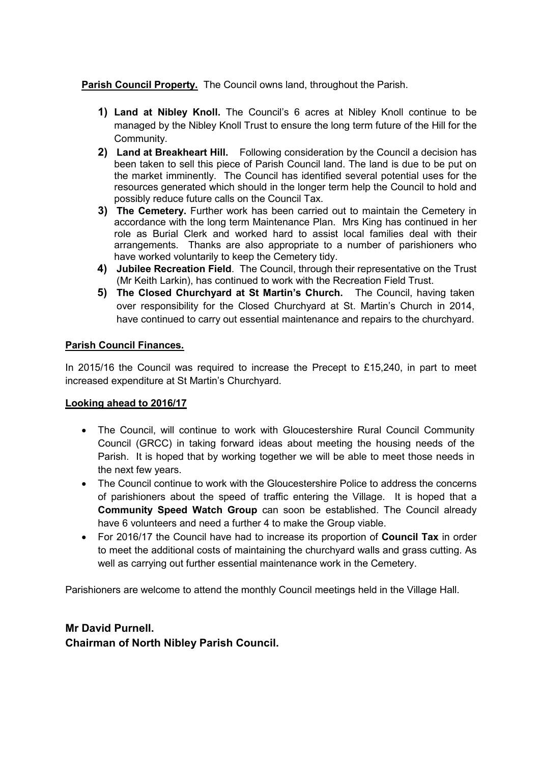**Parish Council Property.** The Council owns land, throughout the Parish.

1) **Land at Nibley Knoll.** The Council's 6 acres at Nibley Knoll continue to be managed by the Nibley Knoll Trust to ensure the long term future of the Hill for the Community.
2) **Land at Breakheart Hill.** Following consideration by the Council a decision has been taken to sell this piece of Parish Council land. The land is due to be put on the market imminently. The Council has identified several potential uses for the resources generated which should in the longer term help the Council to hold and possibly reduce future calls on the Council Tax.
3) **The Cemetery.** Further work has been carried out to maintain the Cemetery in accordance with the long term Maintenance Plan. Mrs King has continued in her role as Burial Clerk and worked hard to assist local families deal with their arrangements. Thanks are also appropriate to a number of parishioners who have worked voluntarily to keep the Cemetery tidy.
4) **Jubilee Recreation Field**. The Council, through their representative on the Trust (Mr Keith Larkin), has continued to work with the Recreation Field Trust.
5) **The Closed Churchyard at St Martin's Church.** The Council, having taken over responsibility for the Closed Churchyard at St. Martin's Church in 2014, have continued to carry out essential maintenance and repairs to the churchyard.

**Parish Council Finances.**

In 2015/16 the Council was required to increase the Precept to £15,240, in part to meet increased expenditure at St Martin's Churchyard.

**Looking ahead to 2016/17**

- The Council, will continue to work with Gloucestershire Rural Council Community Council (GRCC) in taking forward ideas about meeting the housing needs of the Parish. It is hoped that by working together we will be able to meet those needs in the next few years.
- The Council continue to work with the Gloucestershire Police to address the concerns of parishioners about the speed of traffic entering the Village. It is hoped that a **Community Speed Watch Group** can soon be established. The Council already have 6 volunteers and need a further 4 to make the Group viable.
- For 2016/17 the Council have had to increase its proportion of **Council Tax** in order to meet the additional costs of maintaining the churchyard walls and grass cutting. As well as carrying out further essential maintenance work in the Cemetery.

Parishioners are welcome to attend the monthly Council meetings held in the Village Hall.

**Mr David Purnell.**
**Chairman of North Nibley Parish Council.**